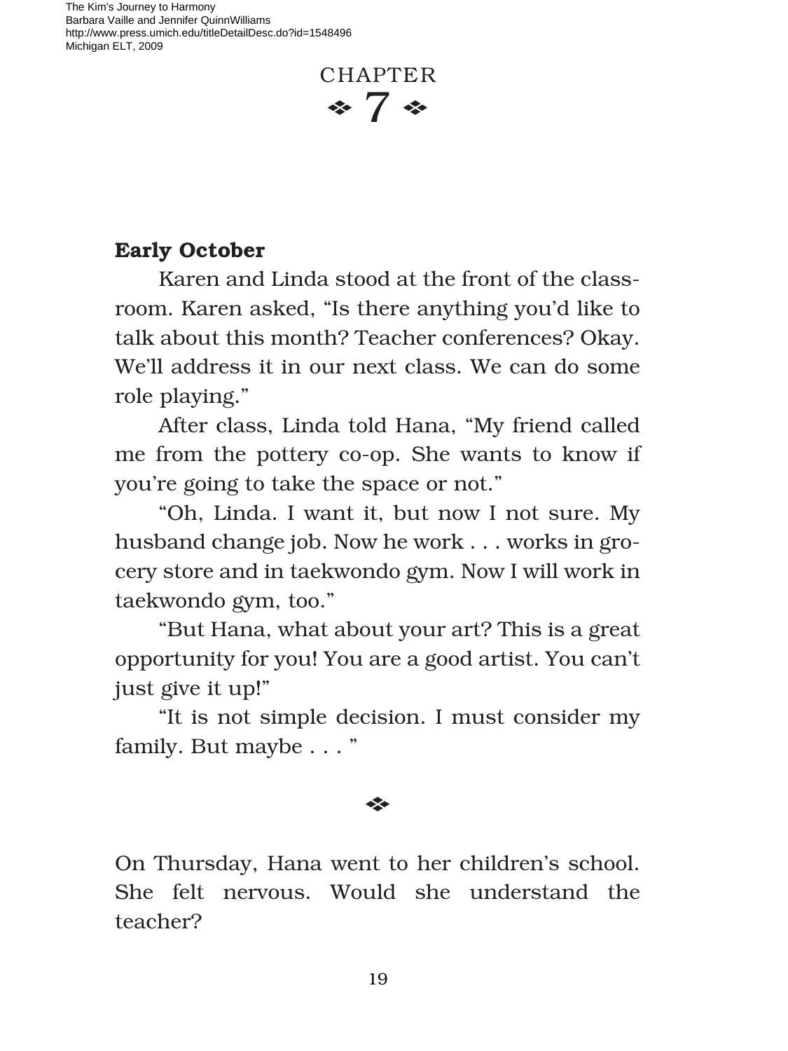# CHAPTER 7

**Early October**

Karen and Linda stood at the front of the classroom. Karen asked, "Is there anything you'd like to talk about this month? Teacher conferences? Okay. We'll address it in our next class. We can do some role playing."

After class, Linda told Hana, "My friend called me from the pottery co-op. She wants to know if you're going to take the space or not."

"Oh, Linda. I want it, but now I not sure. My husband change job. Now he work . . . works in grocery store and in taekwondo gym. Now I will work in taekwondo gym, too."

"But Hana, what about your art? This is a great opportunity for you! You are a good artist. You can't just give it up!"

"It is not simple decision. I must consider my family. But maybe . . . "

---

On Thursday, Hana went to her children's school. She felt nervous. Would she understand the teacher?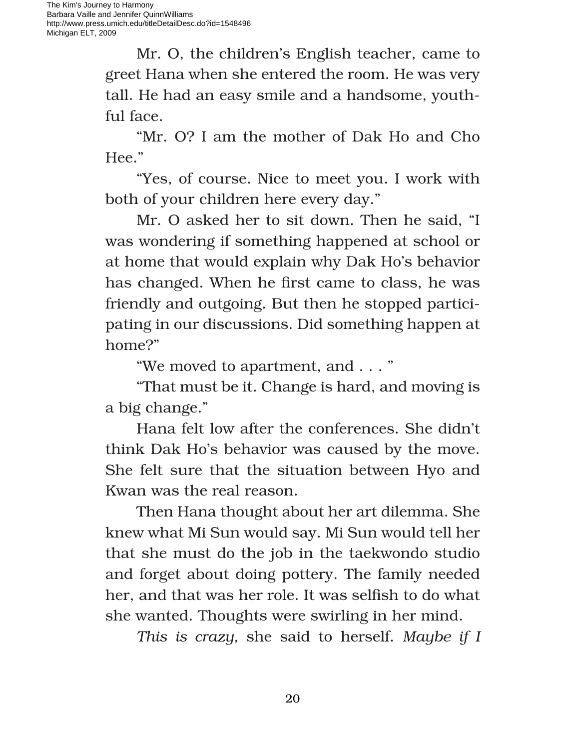Mr. O, the children's English teacher, came to greet Hana when she entered the room. He was very tall. He had an easy smile and a handsome, youthful face.

"Mr. O? I am the mother of Dak Ho and Cho Hee."

"Yes, of course. Nice to meet you. I work with both of your children here every day."

Mr. O asked her to sit down. Then he said, "I was wondering if something happened at school or at home that would explain why Dak Ho's behavior has changed. When he first came to class, he was friendly and outgoing. But then he stopped participating in our discussions. Did something happen at home?"

"We moved to apartment, and . . . "

"That must be it. Change is hard, and moving is a big change."

Hana felt low after the conferences. She didn't think Dak Ho's behavior was caused by the move. She felt sure that the situation between Hyo and Kwan was the real reason.

Then Hana thought about her art dilemma. She knew what Mi Sun would say. Mi Sun would tell her that she must do the job in the taekwondo studio and forget about doing pottery. The family needed her, and that was her role. It was selfish to do what she wanted. Thoughts were swirling in her mind.

*This is crazy,* she said to herself. *Maybe if I*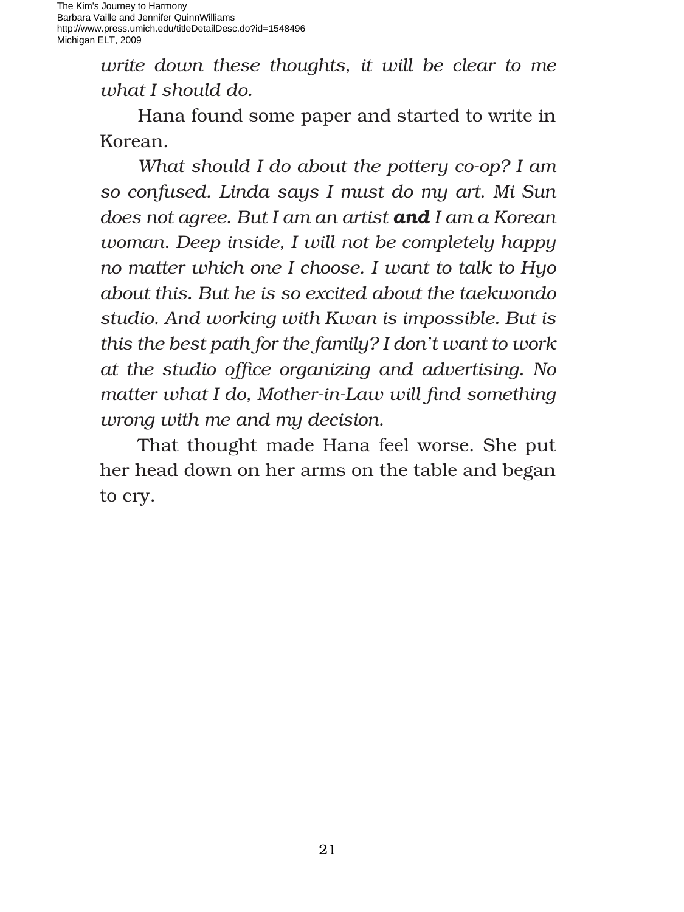*write down these thoughts, it will be clear to me what I should do.*

Hana found some paper and started to write in Korean.

*What should I do about the pottery co-op? I am so confused. Linda says I must do my art. Mi Sun does not agree. But I am an artist* ***and*** *I am a Korean woman. Deep inside, I will not be completely happy no matter which one I choose. I want to talk to Hyo about this. But he is so excited about the taekwondo studio. And working with Kwan is impossible. But is this the best path for the family? I don't want to work at the studio office organizing and advertising. No matter what I do, Mother-in-Law will find something wrong with me and my decision.*

That thought made Hana feel worse. She put her head down on her arms on the table and began to cry.